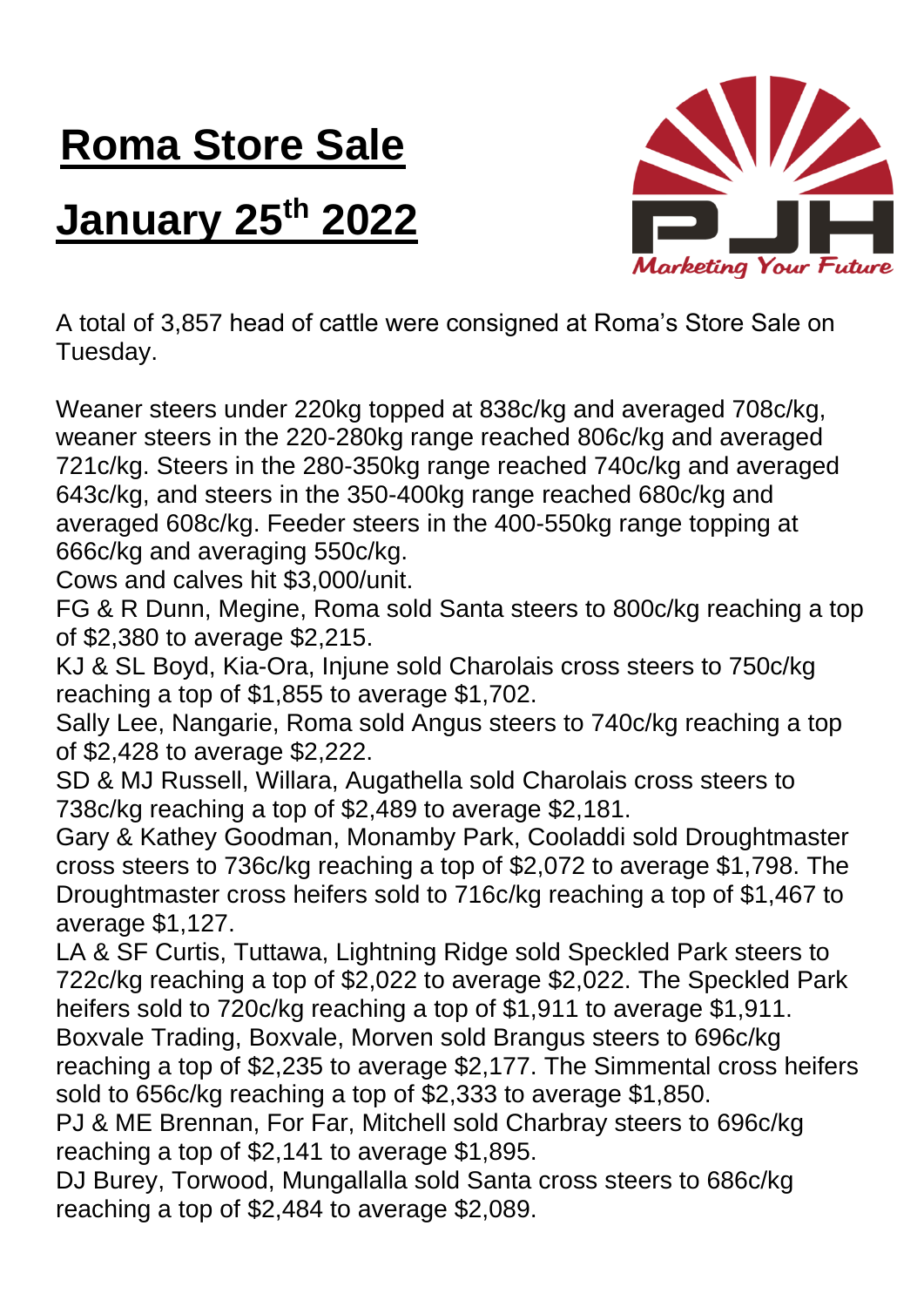# Roma Store Sale

# January 25th 2022

A total of 3,857 head of cattle were consigned at Roma's Store Sale on Tuesday.

Weaner steers under 220kg topped at 838c/kg and averaged 708c/kg, weaner steers in the 220-280kg range reached 806c/kg and averaged 721c/kg. Steers in the 280-350kg range reached 740c/kg and averaged 643c/kg, and steers in the 350-400kg range reached 680c/kg and averaged 608c/kg. Feeder steers in the 400-550kg range topping at 666c/kg and averaging 550c/kg.

Cows and calves hit $3,000/unit.

FG & R Dunn, Megine, Roma sold Santa steers to 800c/kg reaching a top of $2,380 to average $2,215.

KJ & SL Boyd, Kia-Ora, Injune sold Charolais cross steers to 750c/kg reaching a top of $1,855 to average $1,702.

Sally Lee, Nangarie, Roma sold Angus steers to 740c/kg reaching a top of $2,428 to average $2,222.

SD & MJ Russell, Willara, Augathella sold Charolais cross steers to 738c/kg reaching a top of $2,489 to average $2,181.

Gary & Kathey Goodman, Monamby Park, Cooladdi sold Droughtmaster cross steers to 736c/kg reaching a top of $2,072 to average $1,798. The Droughtmaster cross heifers sold to 716c/kg reaching a top of $1,467 to average $1,127.

LA & SF Curtis, Tuttawa, Lightning Ridge sold Speckled Park steers to 722c/kg reaching a top of $2,022 to average $2,022. The Speckled Park heifers sold to 720c/kg reaching a top of $1,911 to average $1,911.

Boxvale Trading, Boxvale, Morven sold Brangus steers to 696c/kg reaching a top of $2,235 to average $2,177. The Simmental cross heifers sold to 656c/kg reaching a top of $2,333 to average $1,850.

PJ & ME Brennan, For Far, Mitchell sold Charbray steers to 696c/kg reaching a top of $2,141 to average $1,895.

DJ Burey, Torwood, Mungallalla sold Santa cross steers to 686c/kg reaching a top of $2,484 to average $2,089.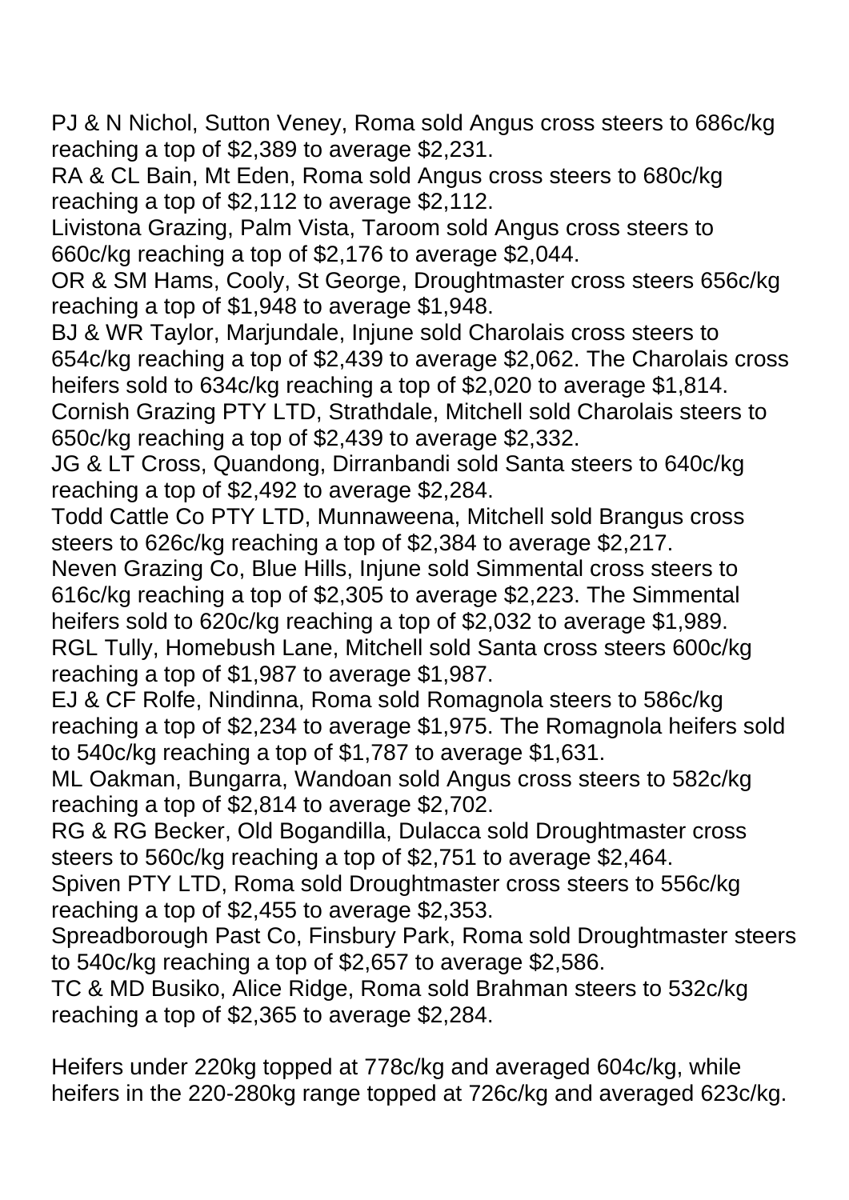PJ & N Nichol, Sutton Veney, Roma sold Angus cross steers to 686c/kg reaching a top of $2,389 to average $2,231.
RA & CL Bain, Mt Eden, Roma sold Angus cross steers to 680c/kg reaching a top of $2,112 to average $2,112.
Livistona Grazing, Palm Vista, Taroom sold Angus cross steers to 660c/kg reaching a top of $2,176 to average $2,044.
OR & SM Hams, Cooly, St George, Droughtmaster cross steers 656c/kg reaching a top of $1,948 to average $1,948.
BJ & WR Taylor, Marjundale, Injune sold Charolais cross steers to 654c/kg reaching a top of $2,439 to average $2,062. The Charolais cross heifers sold to 634c/kg reaching a top of $2,020 to average $1,814.
Cornish Grazing PTY LTD, Strathdale, Mitchell sold Charolais steers to 650c/kg reaching a top of $2,439 to average $2,332.
JG & LT Cross, Quandong, Dirranbandi sold Santa steers to 640c/kg reaching a top of $2,492 to average $2,284.
Todd Cattle Co PTY LTD, Munnaweena, Mitchell sold Brangus cross steers to 626c/kg reaching a top of $2,384 to average $2,217.
Neven Grazing Co, Blue Hills, Injune sold Simmental cross steers to 616c/kg reaching a top of $2,305 to average $2,223. The Simmental heifers sold to 620c/kg reaching a top of $2,032 to average $1,989.
RGL Tully, Homebush Lane, Mitchell sold Santa cross steers 600c/kg reaching a top of $1,987 to average $1,987.
EJ & CF Rolfe, Nindinna, Roma sold Romagnola steers to 586c/kg reaching a top of $2,234 to average $1,975. The Romagnola heifers sold to 540c/kg reaching a top of $1,787 to average $1,631.
ML Oakman, Bungarra, Wandoan sold Angus cross steers to 582c/kg reaching a top of $2,814 to average $2,702.
RG & RG Becker, Old Bogandilla, Dulacca sold Droughtmaster cross steers to 560c/kg reaching a top of $2,751 to average $2,464.
Spiven PTY LTD, Roma sold Droughtmaster cross steers to 556c/kg reaching a top of $2,455 to average $2,353.
Spreadborough Past Co, Finsbury Park, Roma sold Droughtmaster steers to 540c/kg reaching a top of $2,657 to average $2,586.
TC & MD Busiko, Alice Ridge, Roma sold Brahman steers to 532c/kg reaching a top of $2,365 to average $2,284.

Heifers under 220kg topped at 778c/kg and averaged 604c/kg, while heifers in the 220-280kg range topped at 726c/kg and averaged 623c/kg.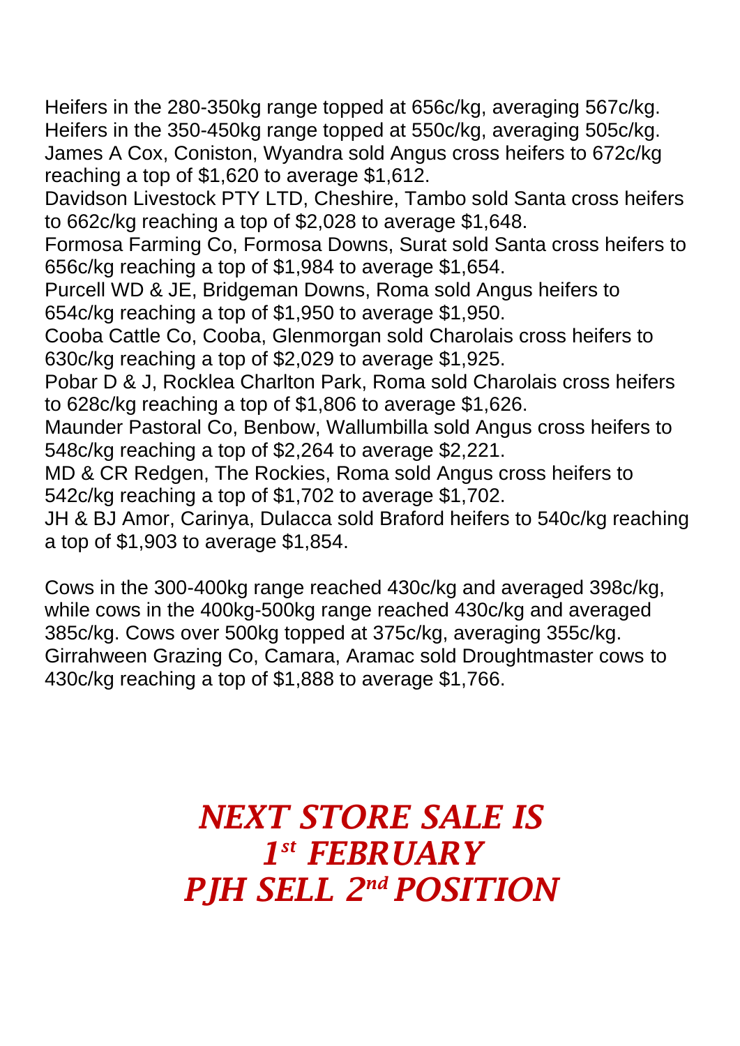Heifers in the 280-350kg range topped at 656c/kg, averaging 567c/kg. Heifers in the 350-450kg range topped at 550c/kg, averaging 505c/kg. James A Cox, Coniston, Wyandra sold Angus cross heifers to 672c/kg reaching a top of $1,620 to average $1,612.
Davidson Livestock PTY LTD, Cheshire, Tambo sold Santa cross heifers to 662c/kg reaching a top of $2,028 to average $1,648.
Formosa Farming Co, Formosa Downs, Surat sold Santa cross heifers to 656c/kg reaching a top of $1,984 to average $1,654.
Purcell WD & JE, Bridgeman Downs, Roma sold Angus heifers to 654c/kg reaching a top of $1,950 to average $1,950.
Cooba Cattle Co, Cooba, Glenmorgan sold Charolais cross heifers to 630c/kg reaching a top of $2,029 to average $1,925.
Pobar D & J, Rocklea Charlton Park, Roma sold Charolais cross heifers to 628c/kg reaching a top of $1,806 to average $1,626.
Maunder Pastoral Co, Benbow, Wallumbilla sold Angus cross heifers to 548c/kg reaching a top of $2,264 to average $2,221.
MD & CR Redgen, The Rockies, Roma sold Angus cross heifers to 542c/kg reaching a top of $1,702 to average $1,702.
JH & BJ Amor, Carinya, Dulacca sold Braford heifers to 540c/kg reaching a top of $1,903 to average $1,854.

Cows in the 300-400kg range reached 430c/kg and averaged 398c/kg, while cows in the 400kg-500kg range reached 430c/kg and averaged 385c/kg. Cows over 500kg topped at 375c/kg, averaging 355c/kg. Girrahween Grazing Co, Camara, Aramac sold Droughtmaster cows to 430c/kg reaching a top of $1,888 to average $1,766.

***NEXT STORE SALE IS***
***1st FEBRUARY***
***PJH SELL 2nd POSITION***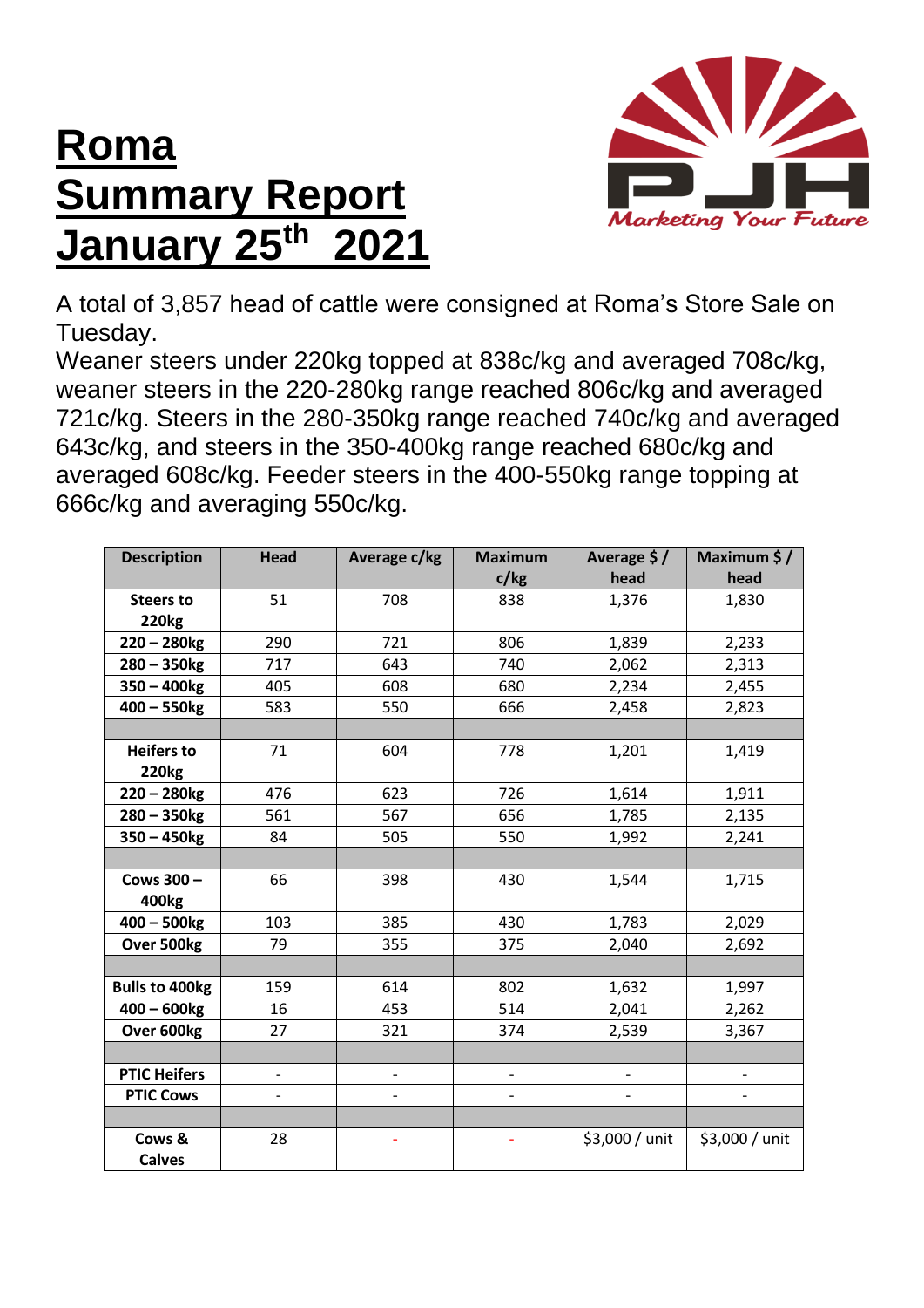# Roma Summary Report January 25th 2021

PJH Marketing Your Future

A total of 3,857 head of cattle were consigned at Roma's Store Sale on Tuesday.

Weaner steers under 220kg topped at 838c/kg and averaged 708c/kg, weaner steers in the 220-280kg range reached 806c/kg and averaged 721c/kg. Steers in the 280-350kg range reached 740c/kg and averaged 643c/kg, and steers in the 350-400kg range reached 680c/kg and averaged 608c/kg. Feeder steers in the 400-550kg range topping at 666c/kg and averaging 550c/kg.

| Description | Head | Average c/kg | Maximum c/kg | Average $ / head | Maximum $ / head |
|---|---|---|---|---|---|
| Steers to 220kg | 51 | 708 | 838 | 1,376 | 1,830 |
| 220 – 280kg | 290 | 721 | 806 | 1,839 | 2,233 |
| 280 – 350kg | 717 | 643 | 740 | 2,062 | 2,313 |
| 350 – 400kg | 405 | 608 | 680 | 2,234 | 2,455 |
| 400 – 550kg | 583 | 550 | 666 | 2,458 | 2,823 |
| | | | | | |
| Heifers to 220kg | 71 | 604 | 778 | 1,201 | 1,419 |
| 220 – 280kg | 476 | 623 | 726 | 1,614 | 1,911 |
| 280 – 350kg | 561 | 567 | 656 | 1,785 | 2,135 |
| 350 – 450kg | 84 | 505 | 550 | 1,992 | 2,241 |
| | | | | | |
| Cows 300 – 400kg | 66 | 398 | 430 | 1,544 | 1,715 |
| 400 – 500kg | 103 | 385 | 430 | 1,783 | 2,029 |
| Over 500kg | 79 | 355 | 375 | 2,040 | 2,692 |
| | | | | | |
| Bulls to 400kg | 159 | 614 | 802 | 1,632 | 1,997 |
| 400 – 600kg | 16 | 453 | 514 | 2,041 | 2,262 |
| Over 600kg | 27 | 321 | 374 | 2,539 | 3,367 |
| | | | | | |
| PTIC Heifers | - | - | - | - | - |
| PTIC Cows | - | - | - | - | - |
| | | | | | |
| Cows & Calves | 28 | - | - | $3,000 / unit | $3,000 / unit |